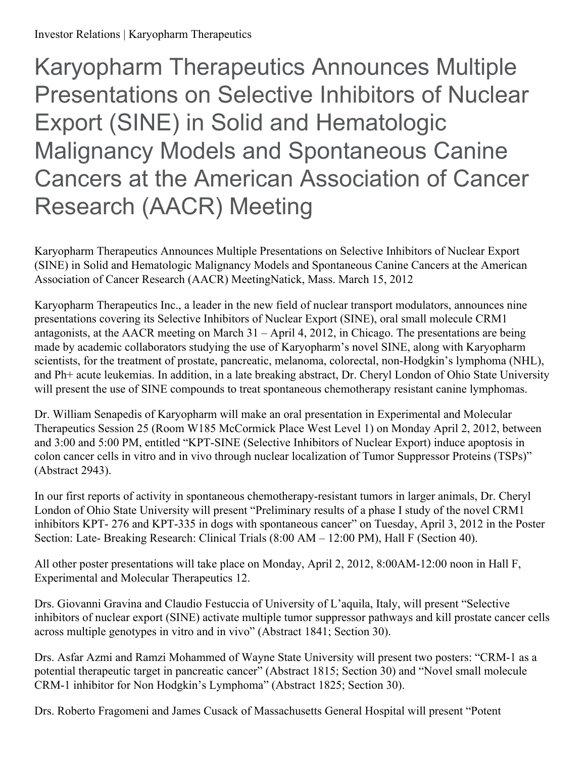Investor Relations | Karyopharm Therapeutics

# Karyopharm Therapeutics Announces Multiple Presentations on Selective Inhibitors of Nuclear Export (SINE) in Solid and Hematologic Malignancy Models and Spontaneous Canine Cancers at the American Association of Cancer Research (AACR) Meeting

Karyopharm Therapeutics Announces Multiple Presentations on Selective Inhibitors of Nuclear Export (SINE) in Solid and Hematologic Malignancy Models and Spontaneous Canine Cancers at the American Association of Cancer Research (AACR) MeetingNatick, Mass. March 15, 2012

Karyopharm Therapeutics Inc., a leader in the new field of nuclear transport modulators, announces nine presentations covering its Selective Inhibitors of Nuclear Export (SINE), oral small molecule CRM1 antagonists, at the AACR meeting on March 31 – April 4, 2012, in Chicago. The presentations are being made by academic collaborators studying the use of Karyopharm's novel SINE, along with Karyopharm scientists, for the treatment of prostate, pancreatic, melanoma, colorectal, non-Hodgkin's lymphoma (NHL), and Ph+ acute leukemias. In addition, in a late breaking abstract, Dr. Cheryl London of Ohio State University will present the use of SINE compounds to treat spontaneous chemotherapy resistant canine lymphomas.

Dr. William Senapedis of Karyopharm will make an oral presentation in Experimental and Molecular Therapeutics Session 25 (Room W185 McCormick Place West Level 1) on Monday April 2, 2012, between and 3:00 and 5:00 PM, entitled "KPT-SINE (Selective Inhibitors of Nuclear Export) induce apoptosis in colon cancer cells in vitro and in vivo through nuclear localization of Tumor Suppressor Proteins (TSPs)" (Abstract 2943).

In our first reports of activity in spontaneous chemotherapy-resistant tumors in larger animals, Dr. Cheryl London of Ohio State University will present "Preliminary results of a phase I study of the novel CRM1 inhibitors KPT- 276 and KPT-335 in dogs with spontaneous cancer" on Tuesday, April 3, 2012 in the Poster Section: Late- Breaking Research: Clinical Trials (8:00 AM – 12:00 PM), Hall F (Section 40).

All other poster presentations will take place on Monday, April 2, 2012, 8:00AM-12:00 noon in Hall F, Experimental and Molecular Therapeutics 12.

Drs. Giovanni Gravina and Claudio Festuccia of University of L'aquila, Italy, will present "Selective inhibitors of nuclear export (SINE) activate multiple tumor suppressor pathways and kill prostate cancer cells across multiple genotypes in vitro and in vivo" (Abstract 1841; Section 30).

Drs. Asfar Azmi and Ramzi Mohammed of Wayne State University will present two posters: "CRM-1 as a potential therapeutic target in pancreatic cancer" (Abstract 1815; Section 30) and "Novel small molecule CRM-1 inhibitor for Non Hodgkin's Lymphoma" (Abstract 1825; Section 30).

Drs. Roberto Fragomeni and James Cusack of Massachusetts General Hospital will present "Potent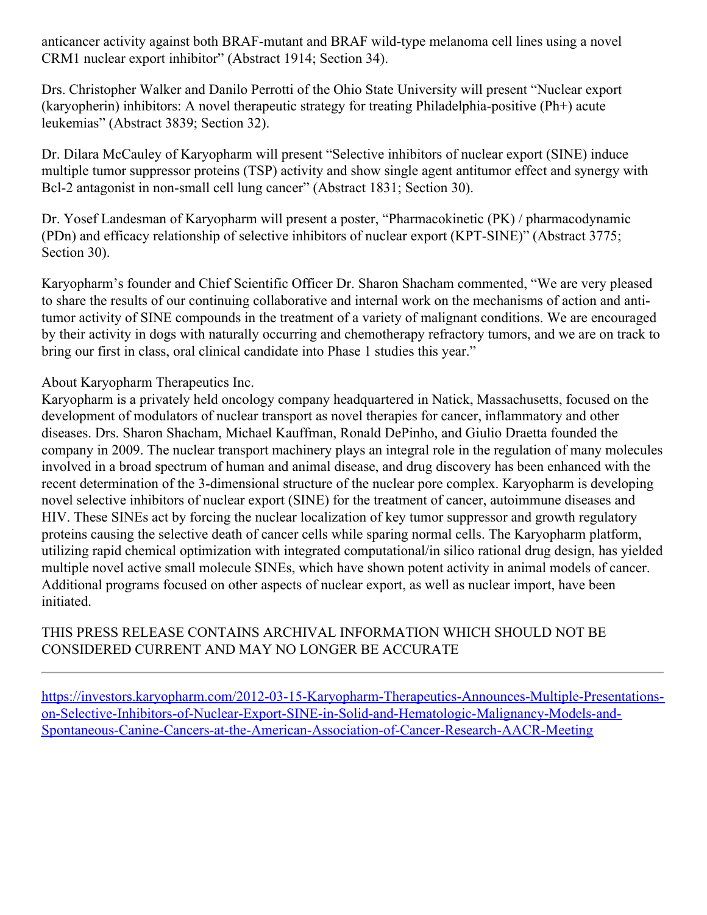anticancer activity against both BRAF-mutant and BRAF wild-type melanoma cell lines using a novel CRM1 nuclear export inhibitor" (Abstract 1914; Section 34).

Drs. Christopher Walker and Danilo Perrotti of the Ohio State University will present "Nuclear export (karyopherin) inhibitors: A novel therapeutic strategy for treating Philadelphia-positive (Ph+) acute leukemias" (Abstract 3839; Section 32).

Dr. Dilara McCauley of Karyopharm will present "Selective inhibitors of nuclear export (SINE) induce multiple tumor suppressor proteins (TSP) activity and show single agent antitumor effect and synergy with Bcl-2 antagonist in non-small cell lung cancer" (Abstract 1831; Section 30).

Dr. Yosef Landesman of Karyopharm will present a poster, "Pharmacokinetic (PK) / pharmacodynamic (PDn) and efficacy relationship of selective inhibitors of nuclear export (KPT-SINE)" (Abstract 3775; Section 30).

Karyopharm's founder and Chief Scientific Officer Dr. Sharon Shacham commented, "We are very pleased to share the results of our continuing collaborative and internal work on the mechanisms of action and anti-tumor activity of SINE compounds in the treatment of a variety of malignant conditions. We are encouraged by their activity in dogs with naturally occurring and chemotherapy refractory tumors, and we are on track to bring our first in class, oral clinical candidate into Phase 1 studies this year."

About Karyopharm Therapeutics Inc.
Karyopharm is a privately held oncology company headquartered in Natick, Massachusetts, focused on the development of modulators of nuclear transport as novel therapies for cancer, inflammatory and other diseases. Drs. Sharon Shacham, Michael Kauffman, Ronald DePinho, and Giulio Draetta founded the company in 2009. The nuclear transport machinery plays an integral role in the regulation of many molecules involved in a broad spectrum of human and animal disease, and drug discovery has been enhanced with the recent determination of the 3-dimensional structure of the nuclear pore complex. Karyopharm is developing novel selective inhibitors of nuclear export (SINE) for the treatment of cancer, autoimmune diseases and HIV. These SINEs act by forcing the nuclear localization of key tumor suppressor and growth regulatory proteins causing the selective death of cancer cells while sparing normal cells. The Karyopharm platform, utilizing rapid chemical optimization with integrated computational/in silico rational drug design, has yielded multiple novel active small molecule SINEs, which have shown potent activity in animal models of cancer. Additional programs focused on other aspects of nuclear export, as well as nuclear import, have been initiated.

THIS PRESS RELEASE CONTAINS ARCHIVAL INFORMATION WHICH SHOULD NOT BE CONSIDERED CURRENT AND MAY NO LONGER BE ACCURATE

---

https://investors.karyopharm.com/2012-03-15-Karyopharm-Therapeutics-Announces-Multiple-Presentations-on-Selective-Inhibitors-of-Nuclear-Export-SINE-in-Solid-and-Hematologic-Malignancy-Models-and-Spontaneous-Canine-Cancers-at-the-American-Association-of-Cancer-Research-AACR-Meeting